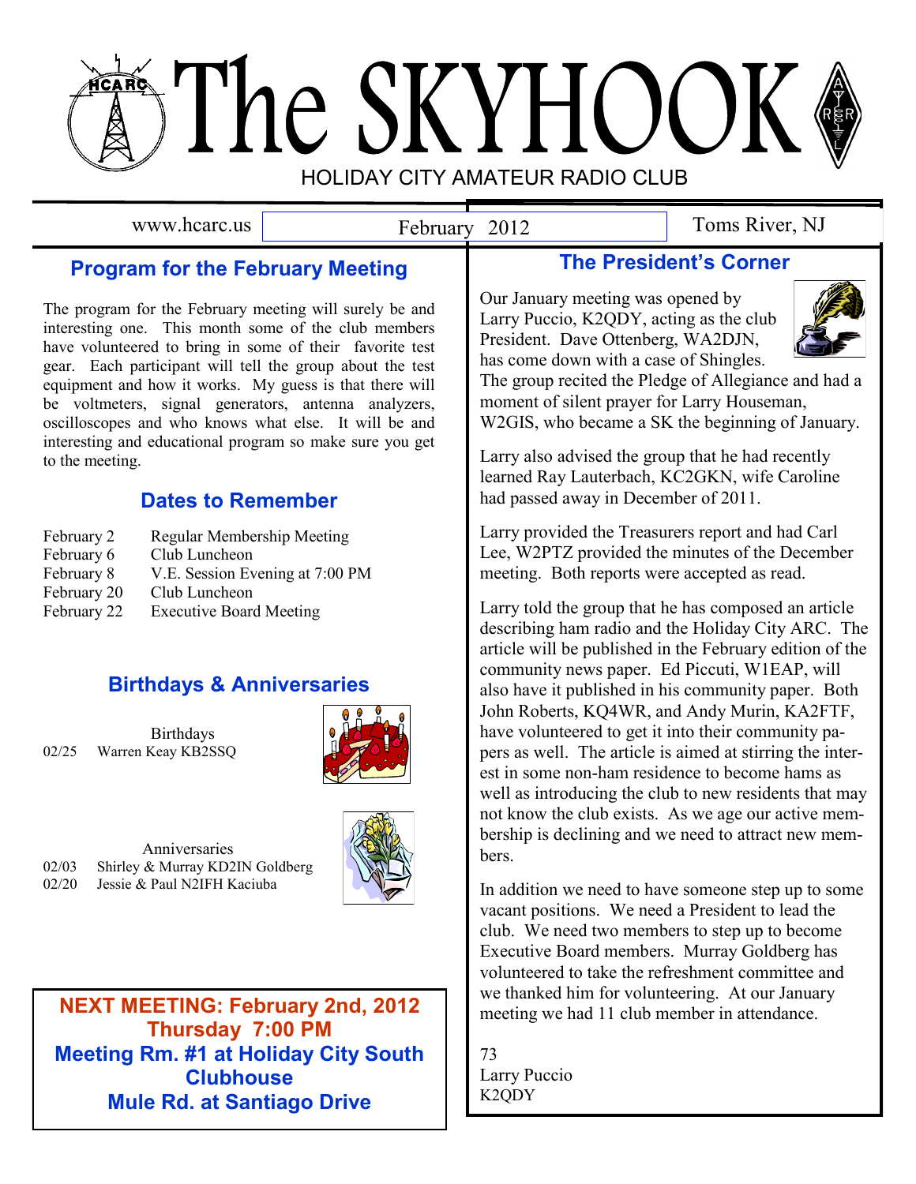# The SKYHOOK

HOLIDAY CITY AMATEUR RADIO CLUB

www.hcarc.us | February 2012 | Toms River, NJ

## Program for the February Meeting

The program for the February meeting will surely be and interesting one. This month some of the club members have volunteered to bring in some of their favorite test gear. Each participant will tell the group about the test equipment and how it works. My guess is that there will be voltmeters, signal generators, antenna analyzers, oscilloscopes and who knows what else. It will be and interesting and educational program so make sure you get to the meeting.

## Dates to Remember

| | |
|---|---|
| February 2 | Regular Membership Meeting |
| February 6 | Club Luncheon |
| February 8 | V.E. Session Evening at 7:00 PM |
| February 20 | Club Luncheon |
| February 22 | Executive Board Meeting |

## Birthdays & Anniversaries

Birthdays

02/25 Warren Keay KB2SSQ

Anniversaries

02/03 Shirley & Murray KD2IN Goldberg

02/20 Jessie & Paul N2IFH Kaciuba

**NEXT MEETING: February 2nd, 2012**
**Thursday 7:00 PM**
**Meeting Rm. #1 at Holiday City South Clubhouse**
**Mule Rd. at Santiago Drive**

## The President's Corner

Our January meeting was opened by Larry Puccio, K2QDY, acting as the club President. Dave Ottenberg, WA2DJN, has come down with a case of Shingles. The group recited the Pledge of Allegiance and had a moment of silent prayer for Larry Houseman, W2GIS, who became a SK the beginning of January.

Larry also advised the group that he had recently learned Ray Lauterbach, KC2GKN, wife Caroline had passed away in December of 2011.

Larry provided the Treasurers report and had Carl Lee, W2PTZ provided the minutes of the December meeting. Both reports were accepted as read.

Larry told the group that he has composed an article describing ham radio and the Holiday City ARC. The article will be published in the February edition of the community news paper. Ed Piccuti, W1EAP, will also have it published in his community paper. Both John Roberts, KQ4WR, and Andy Murin, KA2FTF, have volunteered to get it into their community papers as well. The article is aimed at stirring the interest in some non-ham residence to become hams as well as introducing the club to new residents that may not know the club exists. As we age our active membership is declining and we need to attract new members.

In addition we need to have someone step up to some vacant positions. We need a President to lead the club. We need two members to step up to become Executive Board members. Murray Goldberg has volunteered to take the refreshment committee and we thanked him for volunteering. At our January meeting we had 11 club member in attendance.

73
Larry Puccio
K2QDY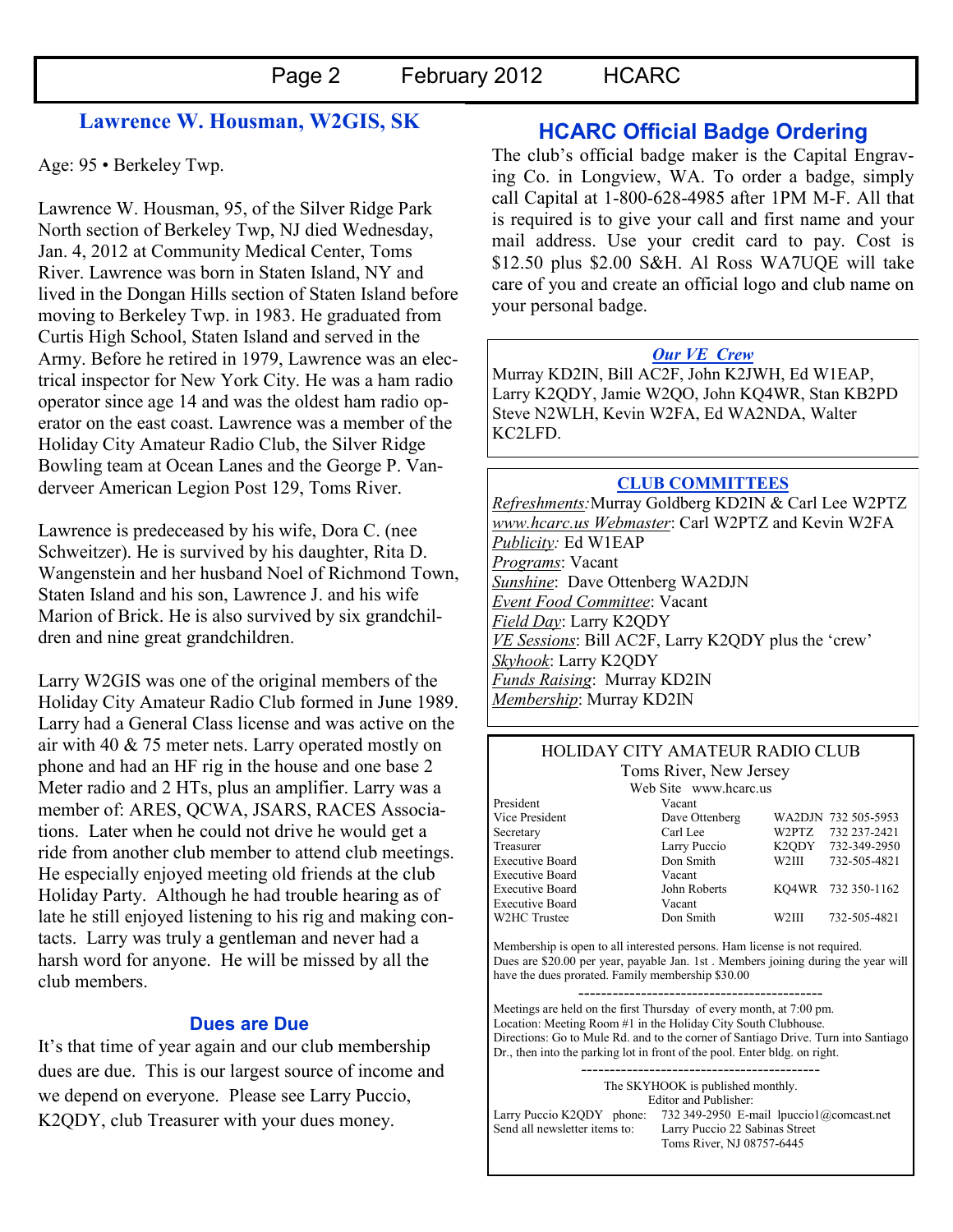## Lawrence W. Housman, W2GIS, SK

Age: 95 • Berkeley Twp.

Lawrence W. Housman, 95, of the Silver Ridge Park North section of Berkeley Twp, NJ died Wednesday, Jan. 4, 2012 at Community Medical Center, Toms River. Lawrence was born in Staten Island, NY and lived in the Dongan Hills section of Staten Island before moving to Berkeley Twp. in 1983. He graduated from Curtis High School, Staten Island and served in the Army. Before he retired in 1979, Lawrence was an electrical inspector for New York City. He was a ham radio operator since age 14 and was the oldest ham radio operator on the east coast. Lawrence was a member of the Holiday City Amateur Radio Club, the Silver Ridge Bowling team at Ocean Lanes and the George P. Vanderveer American Legion Post 129, Toms River.

Lawrence is predeceased by his wife, Dora C. (nee Schweitzer). He is survived by his daughter, Rita D. Wangenstein and her husband Noel of Richmond Town, Staten Island and his son, Lawrence J. and his wife Marion of Brick. He is also survived by six grandchildren and nine great grandchildren.

Larry W2GIS was one of the original members of the Holiday City Amateur Radio Club formed in June 1989. Larry had a General Class license and was active on the air with 40 & 75 meter nets. Larry operated mostly on phone and had an HF rig in the house and one base 2 Meter radio and 2 HTs, plus an amplifier. Larry was a member of: ARES, QCWA, JSARS, RACES Associations. Later when he could not drive he would get a ride from another club member to attend club meetings. He especially enjoyed meeting old friends at the club Holiday Party. Although he had trouble hearing as of late he still enjoyed listening to his rig and making contacts. Larry was truly a gentleman and never had a harsh word for anyone. He will be missed by all the club members.

### Dues are Due

It's that time of year again and our club membership dues are due. This is our largest source of income and we depend on everyone. Please see Larry Puccio, K2QDY, club Treasurer with your dues money.

## HCARC Official Badge Ordering

The club's official badge maker is the Capital Engraving Co. in Longview, WA. To order a badge, simply call Capital at 1-800-628-4985 after 1PM M-F. All that is required is to give your call and first name and your mail address. Use your credit card to pay. Cost is $12.50 plus $2.00 S&H. Al Ross WA7UQE will take care of you and create an official logo and club name on your personal badge.

### *Our VE Crew*

Murray KD2IN, Bill AC2F, John K2JWH, Ed W1EAP, Larry K2QDY, Jamie W2QO, John KQ4WR, Stan KB2PD Steve N2WLH, Kevin W2FA, Ed WA2NDA, Walter KC2LFD.

### CLUB COMMITTEES

*Refreshments:* Murray Goldberg KD2IN & Carl Lee W2PTZ
*www.hcarc.us Webmaster*: Carl W2PTZ and Kevin W2FA
*Publicity:* Ed W1EAP
*Programs*: Vacant
*Sunshine*: Dave Ottenberg WA2DJN
*Event Food Committee*: Vacant
*Field Day*: Larry K2QDY
*VE Sessions*: Bill AC2F, Larry K2QDY plus the 'crew'
*Skyhook*: Larry K2QDY
*Funds Raising*: Murray KD2IN
*Membership*: Murray KD2IN

### HOLIDAY CITY AMATEUR RADIO CLUB

Toms River, New Jersey
Web Site www.hcarc.us

| Position | Name | Call | Phone |
|---|---|---|---|
| President | Vacant | | |
| Vice President | Dave Ottenberg | WA2DJN | 732 505-5953 |
| Secretary | Carl Lee | W2PTZ | 732 237-2421 |
| Treasurer | Larry Puccio | K2QDY | 732-349-2950 |
| Executive Board | Don Smith | W2III | 732-505-4821 |
| Executive Board | Vacant | | |
| Executive Board | John Roberts | KQ4WR | 732 350-1162 |
| Executive Board | Vacant | | |
| W2HC Trustee | Don Smith | W2III | 732-505-4821 |

Membership is open to all interested persons. Ham license is not required. Dues are $20.00 per year, payable Jan. 1st . Members joining during the year will have the dues prorated. Family membership $30.00

-------------------------------------------

Meetings are held on the first Thursday of every month, at 7:00 pm.
Location: Meeting Room #1 in the Holiday City South Clubhouse.
Directions: Go to Mule Rd. and to the corner of Santiago Drive. Turn into Santiago Dr., then into the parking lot in front of the pool. Enter bldg. on right.

------------------------------------------

The SKYHOOK is published monthly.
Editor and Publisher:
Larry Puccio K2QDY phone: 732 349-2950 E-mail lpuccio1@comcast.net
Send all newsletter items to: Larry Puccio 22 Sabinas Street
Toms River, NJ 08757-6445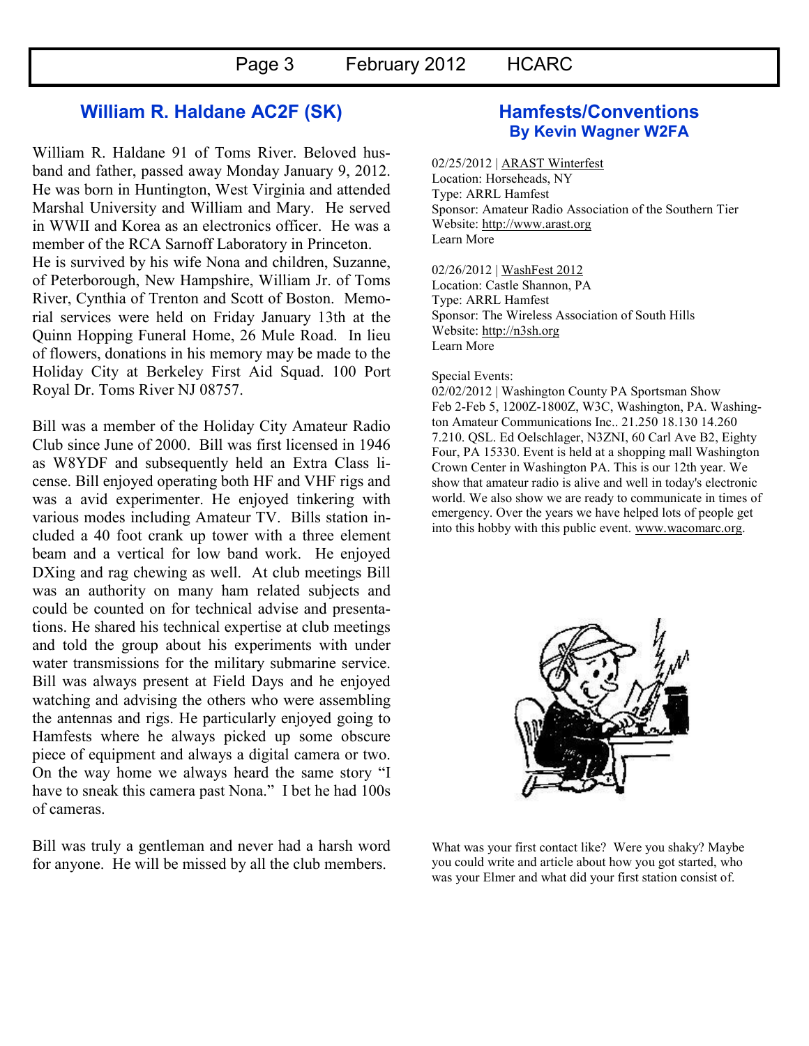## William R. Haldane AC2F (SK)

William R. Haldane 91 of Toms River. Beloved husband and father, passed away Monday January 9, 2012. He was born in Huntington, West Virginia and attended Marshal University and William and Mary. He served in WWII and Korea as an electronics officer. He was a member of the RCA Sarnoff Laboratory in Princeton.
He is survived by his wife Nona and children, Suzanne, of Peterborough, New Hampshire, William Jr. of Toms River, Cynthia of Trenton and Scott of Boston. Memorial services were held on Friday January 13th at the Quinn Hopping Funeral Home, 26 Mule Road. In lieu of flowers, donations in his memory may be made to the Holiday City at Berkeley First Aid Squad. 100 Port Royal Dr. Toms River NJ 08757.

Bill was a member of the Holiday City Amateur Radio Club since June of 2000. Bill was first licensed in 1946 as W8YDF and subsequently held an Extra Class license. Bill enjoyed operating both HF and VHF rigs and was a avid experimenter. He enjoyed tinkering with various modes including Amateur TV. Bills station included a 40 foot crank up tower with a three element beam and a vertical for low band work. He enjoyed DXing and rag chewing as well. At club meetings Bill was an authority on many ham related subjects and could be counted on for technical advise and presentations. He shared his technical expertise at club meetings and told the group about his experiments with under water transmissions for the military submarine service. Bill was always present at Field Days and he enjoyed watching and advising the others who were assembling the antennas and rigs. He particularly enjoyed going to Hamfests where he always picked up some obscure piece of equipment and always a digital camera or two. On the way home we always heard the same story "I have to sneak this camera past Nona." I bet he had 100s of cameras.

Bill was truly a gentleman and never had a harsh word for anyone. He will be missed by all the club members.

## Hamfests/Conventions
### By Kevin Wagner W2FA

02/25/2012 | ARAST Winterfest
Location: Horseheads, NY
Type: ARRL Hamfest
Sponsor: Amateur Radio Association of the Southern Tier
Website: http://www.arast.org
Learn More

02/26/2012 | WashFest 2012
Location: Castle Shannon, PA
Type: ARRL Hamfest
Sponsor: The Wireless Association of South Hills
Website: http://n3sh.org
Learn More

Special Events:
02/02/2012 | Washington County PA Sportsman Show
Feb 2-Feb 5, 1200Z-1800Z, W3C, Washington, PA. Washington Amateur Communications Inc.. 21.250 18.130 14.260 7.210. QSL. Ed Oelschlager, N3ZNI, 60 Carl Ave B2, Eighty Four, PA 15330. Event is held at a shopping mall Washington Crown Center in Washington PA. This is our 12th year. We show that amateur radio is alive and well in today's electronic world. We also show we are ready to communicate in times of emergency. Over the years we have helped lots of people get into this hobby with this public event. www.wacomarc.org.

What was your first contact like? Were you shaky? Maybe you could write and article about how you got started, who was your Elmer and what did your first station consist of.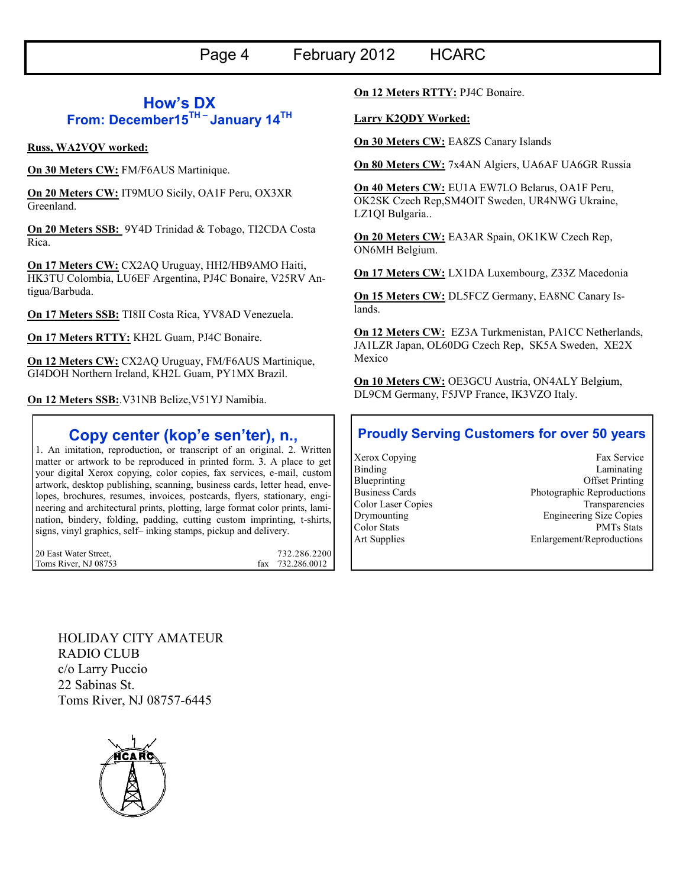## How's DX

### From: December 15TH – January 14TH

**Russ, WA2VQV worked:**

**On 30 Meters CW:** FM/F6AUS Martinique.

**On 20 Meters CW:** IT9MUO Sicily, OA1F Peru, OX3XR Greenland.

**On 20 Meters SSB:** 9Y4D Trinidad & Tobago, TI2CDA Costa Rica.

**On 17 Meters CW:** CX2AQ Uruguay, HH2/HB9AMO Haiti, HK3TU Colombia, LU6EF Argentina, PJ4C Bonaire, V25RV Antigua/Barbuda.

**On 17 Meters SSB:** TI8II Costa Rica, YV8AD Venezuela.

**On 17 Meters RTTY:** KH2L Guam, PJ4C Bonaire.

**On 12 Meters CW:** CX2AQ Uruguay, FM/F6AUS Martinique, GI4DOH Northern Ireland, KH2L Guam, PY1MX Brazil.

**On 12 Meters SSB:**.V31NB Belize,V51YJ Namibia.

**On 12 Meters RTTY:** PJ4C Bonaire.

**Larry K2QDY Worked:**

**On 30 Meters CW:** EA8ZS Canary Islands

**On 80 Meters CW:** 7x4AN Algiers, UA6AF UA6GR Russia

**On 40 Meters CW:** EU1A EW7LO Belarus, OA1F Peru, OK2SK Czech Rep,SM4OIT Sweden, UR4NWG Ukraine, LZ1QI Bulgaria..

**On 20 Meters CW:** EA3AR Spain, OK1KW Czech Rep, ON6MH Belgium.

**On 17 Meters CW:** LX1DA Luxembourg, Z33Z Macedonia

**On 15 Meters CW:** DL5FCZ Germany, EA8NC Canary Islands.

**On 12 Meters CW:** EZ3A Turkmenistan, PA1CC Netherlands, JA1LZR Japan, OL60DG Czech Rep, SK5A Sweden, XE2X Mexico

**On 10 Meters CW:** OE3GCU Austria, ON4ALY Belgium, DL9CM Germany, F5JVP France, IK3VZO Italy.

---

### Copy center (kop'e sen'ter), n.,

1. An imitation, reproduction, or transcript of an original. 2. Written matter or artwork to be reproduced in printed form. 3. A place to get your digital Xerox copying, color copies, fax services, e-mail, custom artwork, desktop publishing, scanning, business cards, letter head, envelopes, brochures, resumes, invoices, postcards, flyers, stationary, engineering and architectural prints, plotting, large format color prints, lamination, bindery, folding, padding, cutting custom imprinting, t-shirts, signs, vinyl graphics, self– inking stamps, pickup and delivery.

20 East Water Street, 732.286.2200
Toms River, NJ 08753 fax 732.286.0012

### Proudly Serving Customers for over 50 years

| | |
|---|---|
| Xerox Copying | Fax Service |
| Binding | Laminating |
| Blueprinting | Offset Printing |
| Business Cards | Photographic Reproductions |
| Color Laser Copies | Transparencies |
| Drymounting | Engineering Size Copies |
| Color Stats | PMTs Stats |
| Art Supplies | Enlargement/Reproductions |

---

HOLIDAY CITY AMATEUR
RADIO CLUB
c/o Larry Puccio
22 Sabinas St.
Toms River, NJ 08757-6445

HCARC